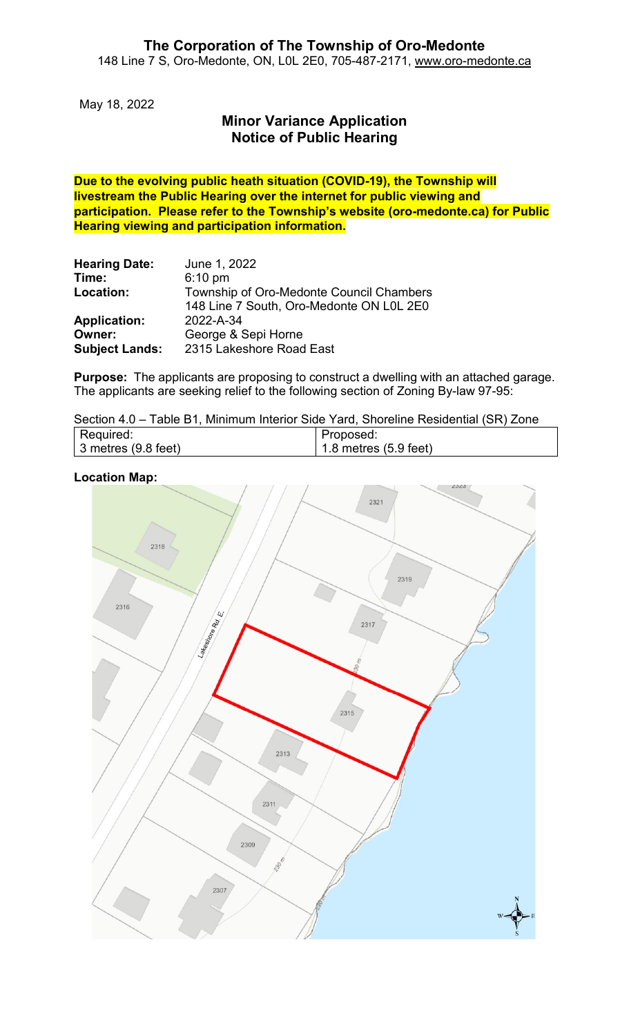# The Corporation of The Township of Oro-Medonte

148 Line 7 S, Oro-Medonte, ON, L0L 2E0, 705-487-2171, www.oro-medonte.ca

May 18, 2022

## Minor Variance Application
## Notice of Public Hearing

**Due to the evolving public heath situation (COVID-19), the Township will livestream the Public Hearing over the internet for public viewing and participation. Please refer to the Township's website (oro-medonte.ca) for Public Hearing viewing and participation information.**

**Hearing Date:** June 1, 2022
**Time:** 6:10 pm
**Location:** Township of Oro-Medonte Council Chambers
148 Line 7 South, Oro-Medonte ON L0L 2E0
**Application:** 2022-A-34
**Owner:** George & Sepi Horne
**Subject Lands:** 2315 Lakeshore Road East

**Purpose:** The applicants are proposing to construct a dwelling with an attached garage. The applicants are seeking relief to the following section of Zoning By-law 97-95:

Section 4.0 – Table B1, Minimum Interior Side Yard, Shoreline Residential (SR) Zone

| Required: | Proposed: |
| --- | --- |
| 3 metres (9.8 feet) | 1.8 metres (5.9 feet) |

**Location Map:**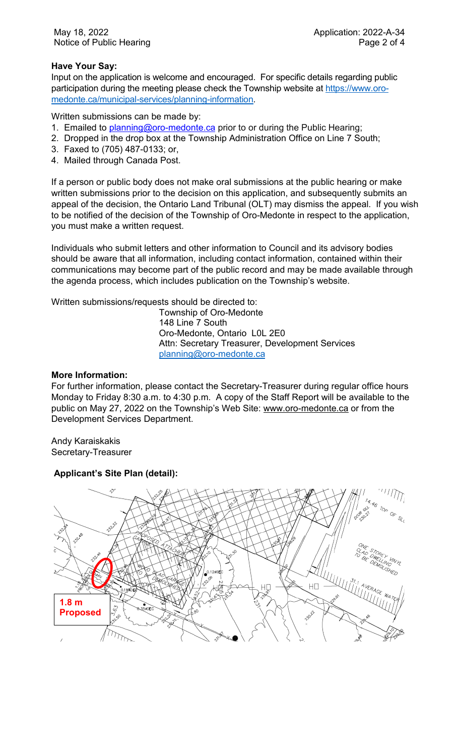**Have Your Say:**

Input on the application is welcome and encouraged. For specific details regarding public participation during the meeting please check the Township website at https://www.oro-medonte.ca/municipal-services/planning-information.

Written submissions can be made by:

1. Emailed to planning@oro-medonte.ca prior to or during the Public Hearing;
2. Dropped in the drop box at the Township Administration Office on Line 7 South;
3. Faxed to (705) 487-0133; or,
4. Mailed through Canada Post.

If a person or public body does not make oral submissions at the public hearing or make written submissions prior to the decision on this application, and subsequently submits an appeal of the decision, the Ontario Land Tribunal (OLT) may dismiss the appeal. If you wish to be notified of the decision of the Township of Oro-Medonte in respect to the application, you must make a written request.

Individuals who submit letters and other information to Council and its advisory bodies should be aware that all information, including contact information, contained within their communications may become part of the public record and may be made available through the agenda process, which includes publication on the Township's website.

Written submissions/requests should be directed to:

Township of Oro-Medonte
148 Line 7 South
Oro-Medonte, Ontario L0L 2E0
Attn: Secretary Treasurer, Development Services
planning@oro-medonte.ca

**More Information:**

For further information, please contact the Secretary-Treasurer during regular office hours Monday to Friday 8:30 a.m. to 4:30 p.m. A copy of the Staff Report will be available to the public on May 27, 2022 on the Township's Web Site: www.oro-medonte.ca or from the Development Services Department.

Andy Karaiskakis
Secretary-Treasurer

**Applicant's Site Plan (detail):**

1.8 m Proposed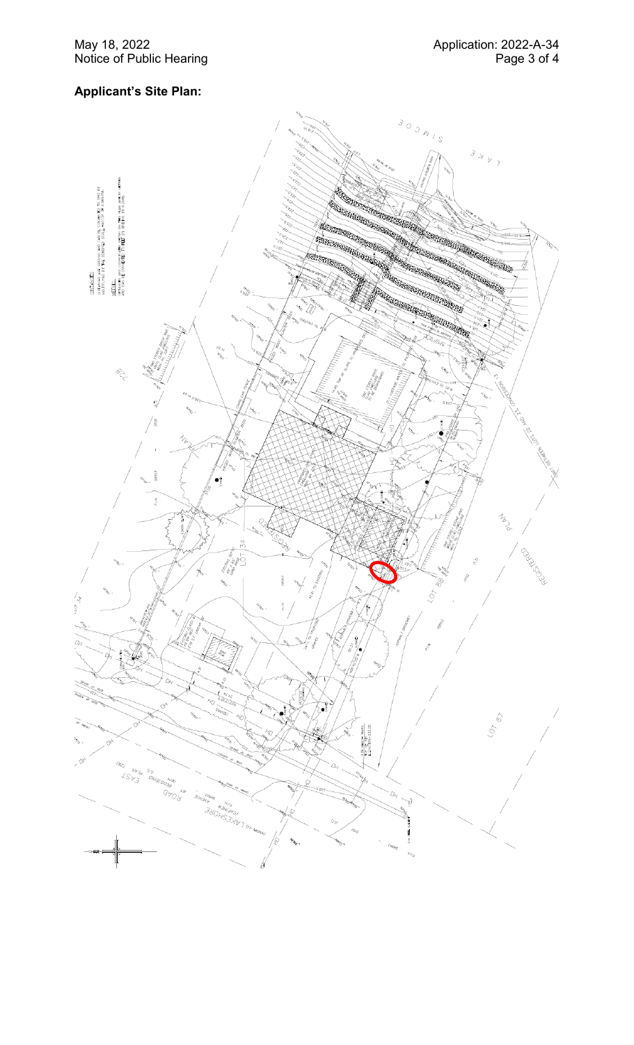## Applicant's Site Plan: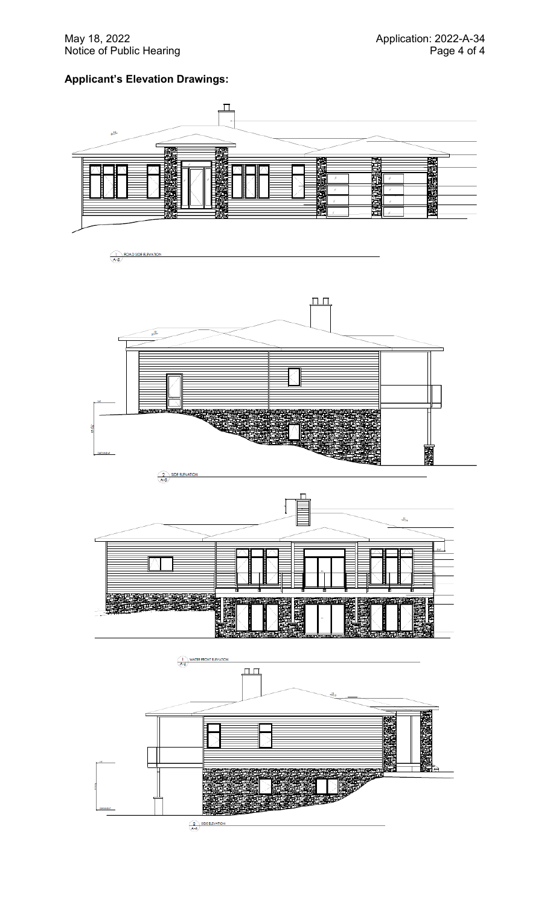**Applicant's Elevation Drawings:**

1 ROAD SIDE ELEVATION
A-5

2 SIDE ELEVATION
A-5

1 WATER FRONT ELEVATION
A-6

2 SIDE ELEVATION
A-6